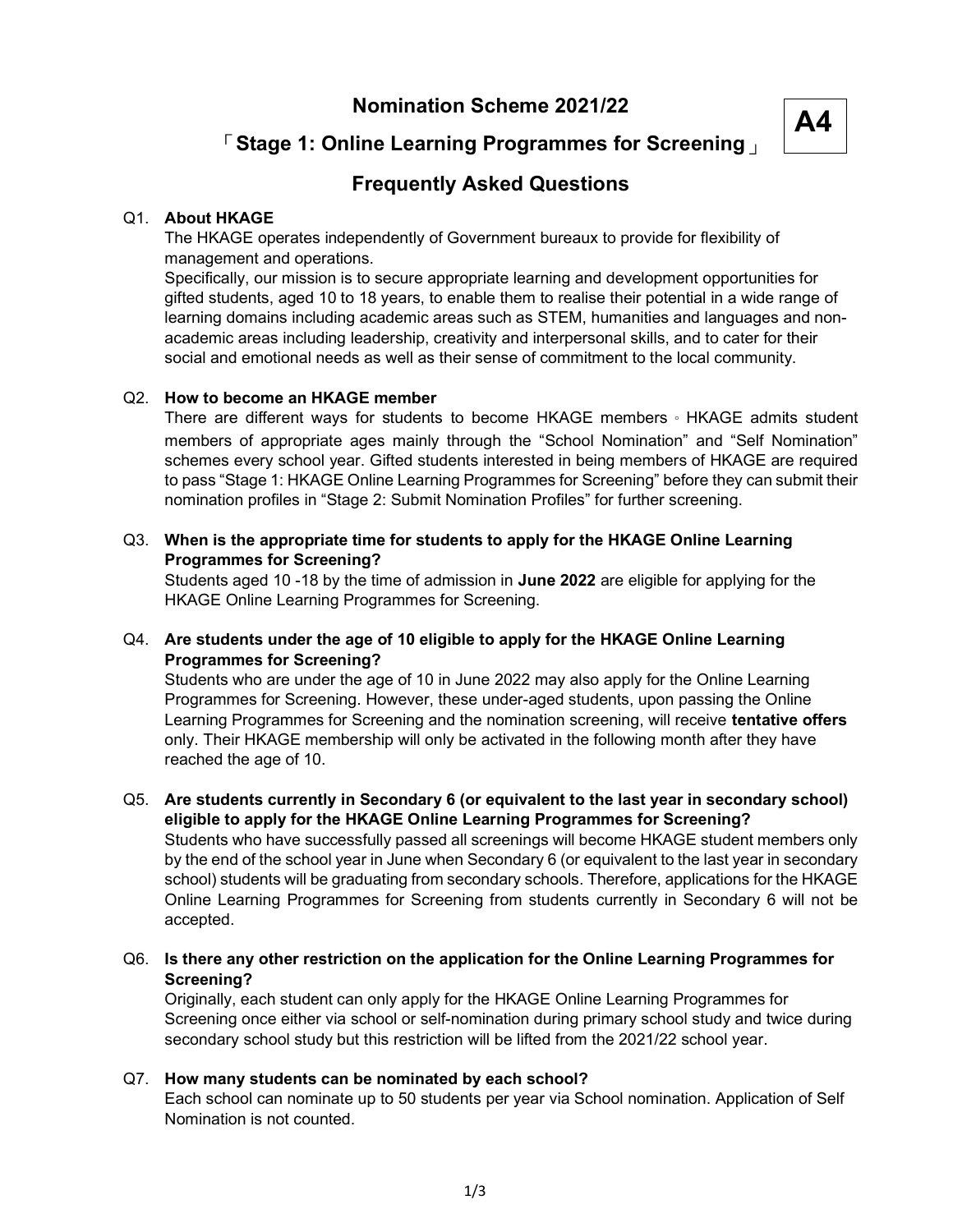# Nomination Scheme 2021/22

**A4**

## 「Stage 1: Online Learning Programmes for Screening」

## Frequently Asked Questions

Q1. **About HKAGE**

The HKAGE operates independently of Government bureaux to provide for flexibility of management and operations.

Specifically, our mission is to secure appropriate learning and development opportunities for gifted students, aged 10 to 18 years, to enable them to realise their potential in a wide range of learning domains including academic areas such as STEM, humanities and languages and non-academic areas including leadership, creativity and interpersonal skills, and to cater for their social and emotional needs as well as their sense of commitment to the local community.

Q2. **How to become an HKAGE member**

There are different ways for students to become HKAGE members。HKAGE admits student members of appropriate ages mainly through the "School Nomination" and "Self Nomination" schemes every school year. Gifted students interested in being members of HKAGE are required to pass "Stage 1: HKAGE Online Learning Programmes for Screening" before they can submit their nomination profiles in "Stage 2: Submit Nomination Profiles" for further screening.

Q3. **When is the appropriate time for students to apply for the HKAGE Online Learning Programmes for Screening?**

Students aged 10 -18 by the time of admission in **June 2022** are eligible for applying for the HKAGE Online Learning Programmes for Screening.

Q4. **Are students under the age of 10 eligible to apply for the HKAGE Online Learning Programmes for Screening?**

Students who are under the age of 10 in June 2022 may also apply for the Online Learning Programmes for Screening. However, these under-aged students, upon passing the Online Learning Programmes for Screening and the nomination screening, will receive **tentative offers** only. Their HKAGE membership will only be activated in the following month after they have reached the age of 10.

Q5. **Are students currently in Secondary 6 (or equivalent to the last year in secondary school) eligible to apply for the HKAGE Online Learning Programmes for Screening?**

Students who have successfully passed all screenings will become HKAGE student members only by the end of the school year in June when Secondary 6 (or equivalent to the last year in secondary school) students will be graduating from secondary schools. Therefore, applications for the HKAGE Online Learning Programmes for Screening from students currently in Secondary 6 will not be accepted.

Q6. **Is there any other restriction on the application for the Online Learning Programmes for Screening?**

Originally, each student can only apply for the HKAGE Online Learning Programmes for Screening once either via school or self-nomination during primary school study and twice during secondary school study but this restriction will be lifted from the 2021/22 school year.

Q7. **How many students can be nominated by each school?**

Each school can nominate up to 50 students per year via School nomination. Application of Self Nomination is not counted.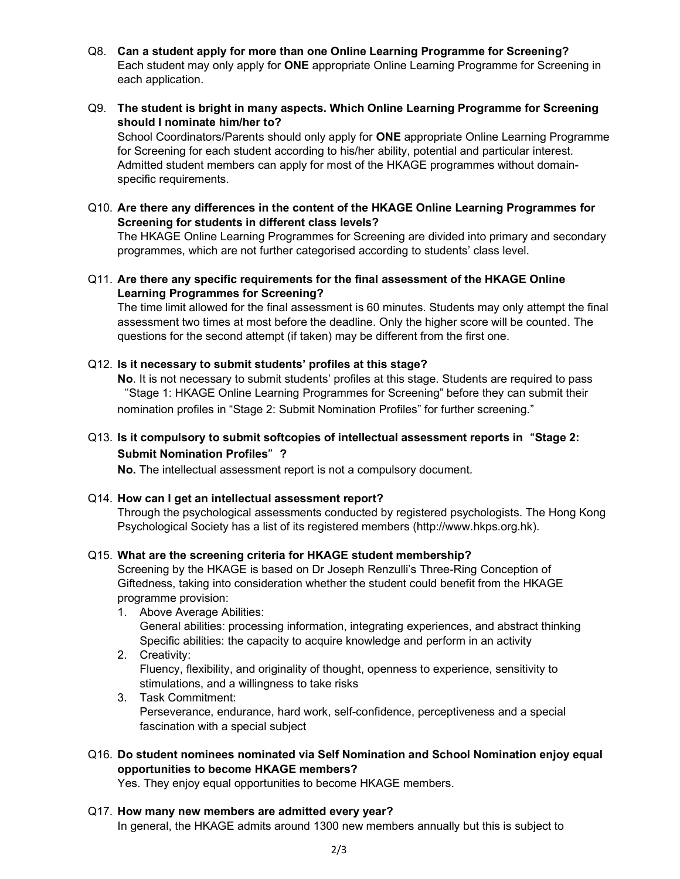Q8. **Can a student apply for more than one Online Learning Programme for Screening?**
Each student may only apply for **ONE** appropriate Online Learning Programme for Screening in each application.

Q9. **The student is bright in many aspects. Which Online Learning Programme for Screening should I nominate him/her to?**
School Coordinators/Parents should only apply for **ONE** appropriate Online Learning Programme for Screening for each student according to his/her ability, potential and particular interest. Admitted student members can apply for most of the HKAGE programmes without domain-specific requirements.

Q10. **Are there any differences in the content of the HKAGE Online Learning Programmes for Screening for students in different class levels?**
The HKAGE Online Learning Programmes for Screening are divided into primary and secondary programmes, which are not further categorised according to students' class level.

Q11. **Are there any specific requirements for the final assessment of the HKAGE Online Learning Programmes for Screening?**
The time limit allowed for the final assessment is 60 minutes. Students may only attempt the final assessment two times at most before the deadline. Only the higher score will be counted. The questions for the second attempt (if taken) may be different from the first one.

Q12. **Is it necessary to submit students' profiles at this stage?**
**No**. It is not necessary to submit students' profiles at this stage. Students are required to pass "Stage 1: HKAGE Online Learning Programmes for Screening" before they can submit their nomination profiles in "Stage 2: Submit Nomination Profiles" for further screening."

Q13. **Is it compulsory to submit softcopies of intellectual assessment reports in "Stage 2: Submit Nomination Profiles"?**
**No.** The intellectual assessment report is not a compulsory document.

Q14. **How can I get an intellectual assessment report?**
Through the psychological assessments conducted by registered psychologists. The Hong Kong Psychological Society has a list of its registered members (http://www.hkps.org.hk).

Q15. **What are the screening criteria for HKAGE student membership?**
Screening by the HKAGE is based on Dr Joseph Renzulli's Three-Ring Conception of Giftedness, taking into consideration whether the student could benefit from the HKAGE programme provision:

1. Above Average Abilities:
   General abilities: processing information, integrating experiences, and abstract thinking
   Specific abilities: the capacity to acquire knowledge and perform in an activity
2. Creativity:
   Fluency, flexibility, and originality of thought, openness to experience, sensitivity to stimulations, and a willingness to take risks
3. Task Commitment:
   Perseverance, endurance, hard work, self-confidence, perceptiveness and a special fascination with a special subject

Q16. **Do student nominees nominated via Self Nomination and School Nomination enjoy equal opportunities to become HKAGE members?**
Yes. They enjoy equal opportunities to become HKAGE members.

Q17. **How many new members are admitted every year?**
In general, the HKAGE admits around 1300 new members annually but this is subject to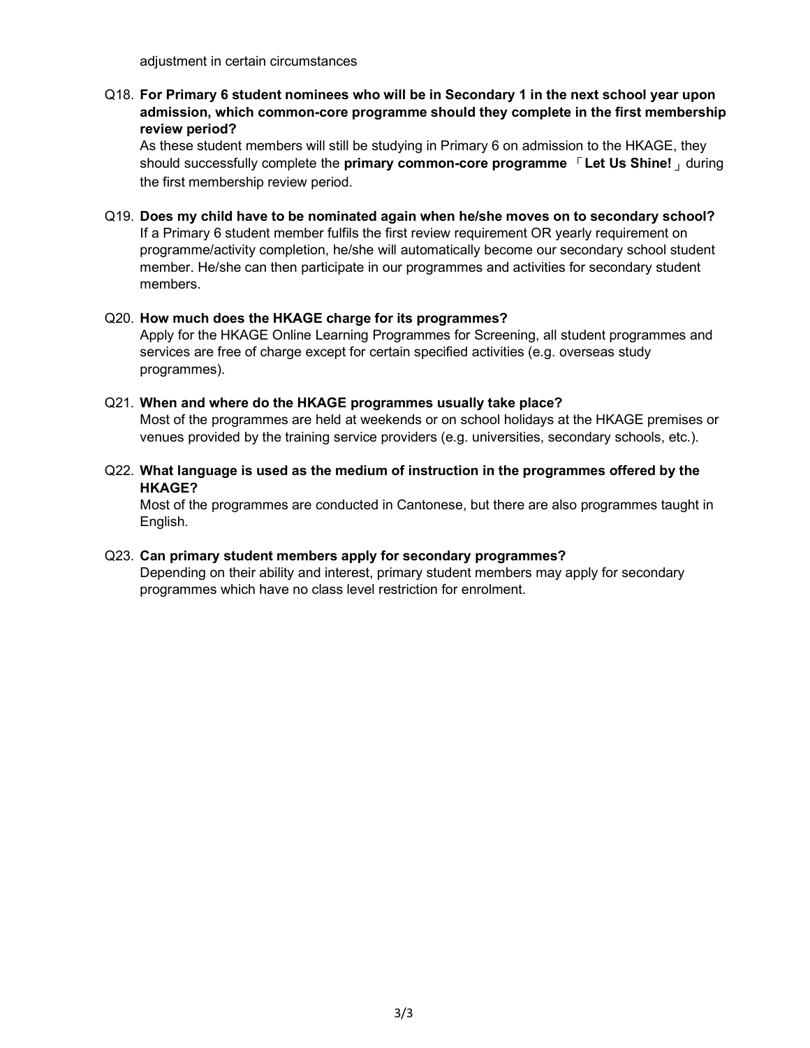adjustment in certain circumstances

Q18. **For Primary 6 student nominees who will be in Secondary 1 in the next school year upon admission, which common-core programme should they complete in the first membership review period?**

As these student members will still be studying in Primary 6 on admission to the HKAGE, they should successfully complete the **primary common-core programme 「Let Us Shine!」** during the first membership review period.

Q19. **Does my child have to be nominated again when he/she moves on to secondary school?**

If a Primary 6 student member fulfils the first review requirement OR yearly requirement on programme/activity completion, he/she will automatically become our secondary school student member. He/she can then participate in our programmes and activities for secondary student members.

Q20. **How much does the HKAGE charge for its programmes?**

Apply for the HKAGE Online Learning Programmes for Screening, all student programmes and services are free of charge except for certain specified activities (e.g. overseas study programmes).

Q21. **When and where do the HKAGE programmes usually take place?**

Most of the programmes are held at weekends or on school holidays at the HKAGE premises or venues provided by the training service providers (e.g. universities, secondary schools, etc.).

Q22. **What language is used as the medium of instruction in the programmes offered by the HKAGE?**

Most of the programmes are conducted in Cantonese, but there are also programmes taught in English.

Q23. **Can primary student members apply for secondary programmes?**

Depending on their ability and interest, primary student members may apply for secondary programmes which have no class level restriction for enrolment.